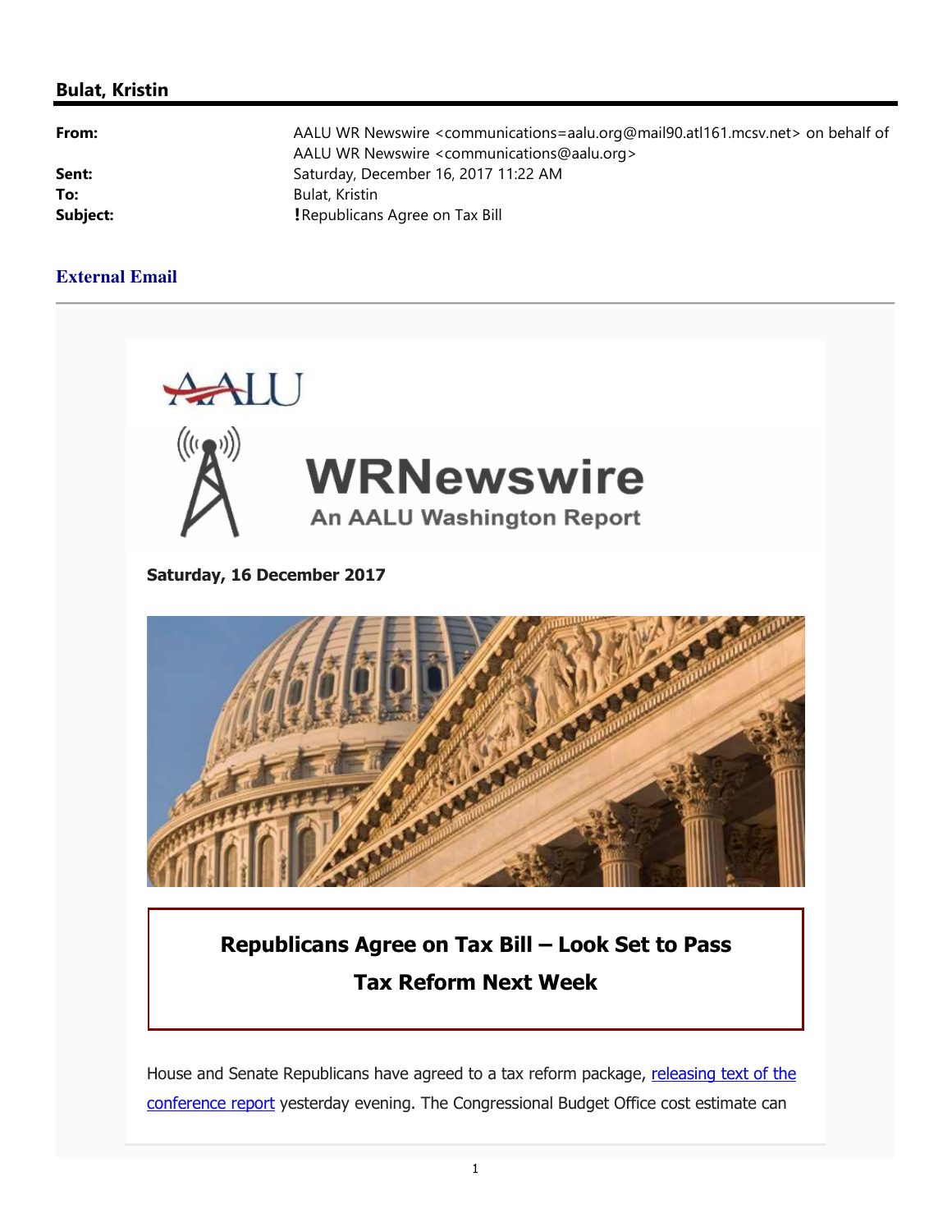## Bulat, Kristin

**From:** AALU WR Newswire <communications=aalu.org@mail90.atl161.mcsv.net> on behalf of AALU WR Newswire <communications@aalu.org>
**Sent:** Saturday, December 16, 2017 11:22 AM
**To:** Bulat, Kristin
**Subject:** !Republicans Agree on Tax Bill

**External Email**

AALU

WRNewswire
An AALU Washington Report

**Saturday, 16 December 2017**

### Republicans Agree on Tax Bill – Look Set to Pass Tax Reform Next Week

House and Senate Republicans have agreed to a tax reform package, [releasing text of the conference report]() yesterday evening. The Congressional Budget Office cost estimate can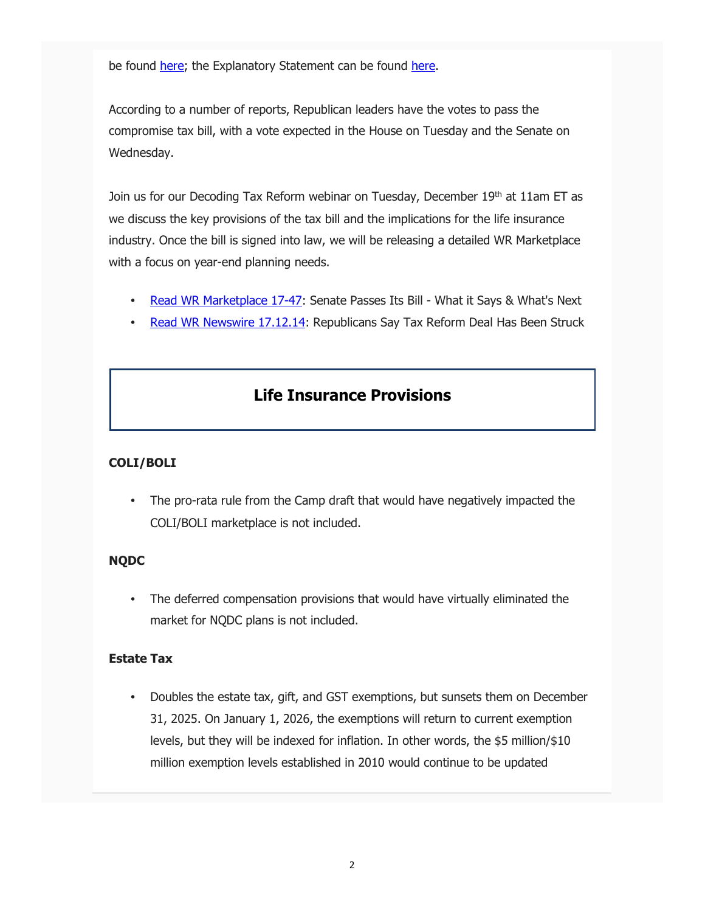be found here; the Explanatory Statement can be found here.

According to a number of reports, Republican leaders have the votes to pass the compromise tax bill, with a vote expected in the House on Tuesday and the Senate on Wednesday.

Join us for our Decoding Tax Reform webinar on Tuesday, December 19th at 11am ET as we discuss the key provisions of the tax bill and the implications for the life insurance industry. Once the bill is signed into law, we will be releasing a detailed WR Marketplace with a focus on year-end planning needs.

- Read WR Marketplace 17-47: Senate Passes Its Bill - What it Says & What's Next
- Read WR Newswire 17.12.14: Republicans Say Tax Reform Deal Has Been Struck

## Life Insurance Provisions

**COLI/BOLI**

- The pro-rata rule from the Camp draft that would have negatively impacted the COLI/BOLI marketplace is not included.

**NQDC**

- The deferred compensation provisions that would have virtually eliminated the market for NQDC plans is not included.

**Estate Tax**

- Doubles the estate tax, gift, and GST exemptions, but sunsets them on December 31, 2025. On January 1, 2026, the exemptions will return to current exemption levels, but they will be indexed for inflation. In other words, the $5 million/$10 million exemption levels established in 2010 would continue to be updated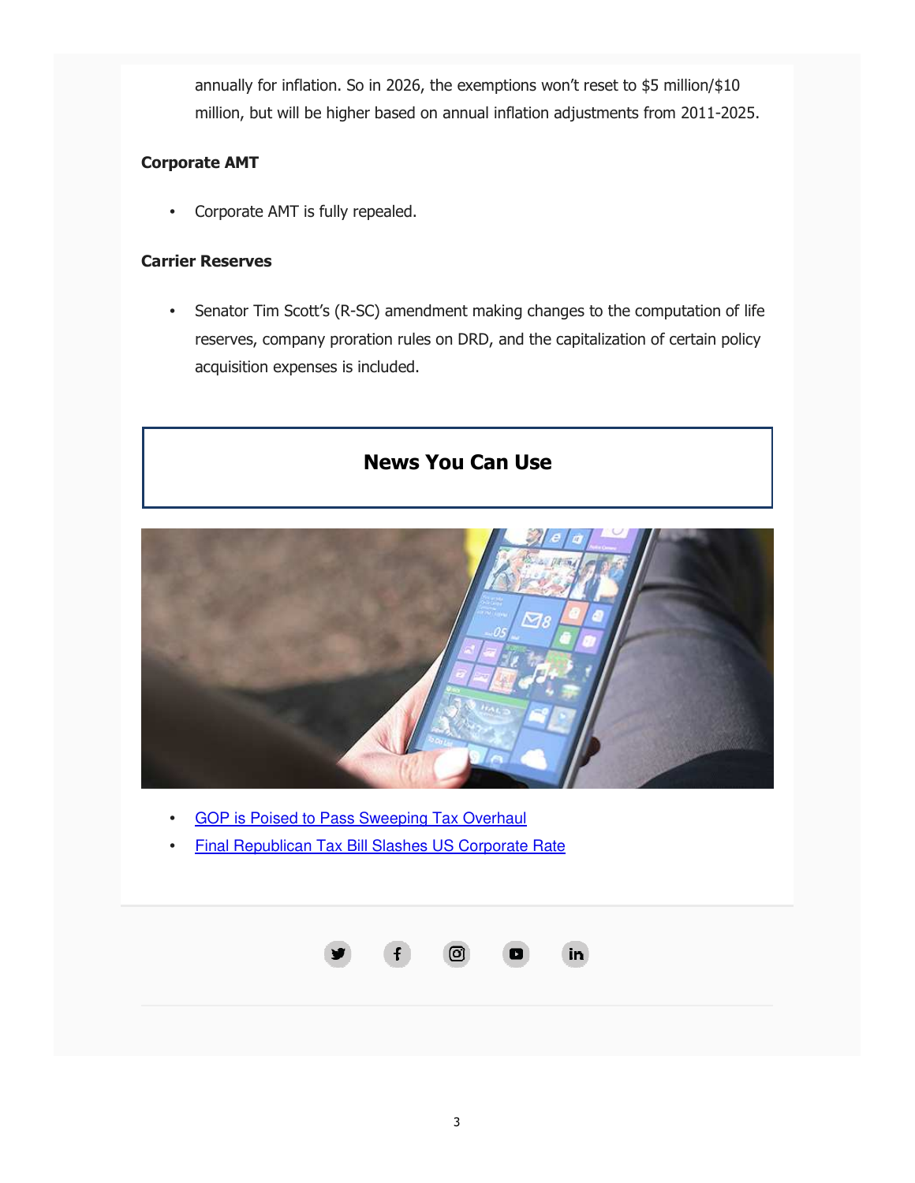annually for inflation. So in 2026, the exemptions won't reset to $5 million/$10 million, but will be higher based on annual inflation adjustments from 2011-2025.

**Corporate AMT**

- Corporate AMT is fully repealed.

**Carrier Reserves**

- Senator Tim Scott's (R-SC) amendment making changes to the computation of life reserves, company proration rules on DRD, and the capitalization of certain policy acquisition expenses is included.

## News You Can Use

- [GOP is Poised to Pass Sweeping Tax Overhaul]()
- [Final Republican Tax Bill Slashes US Corporate Rate]()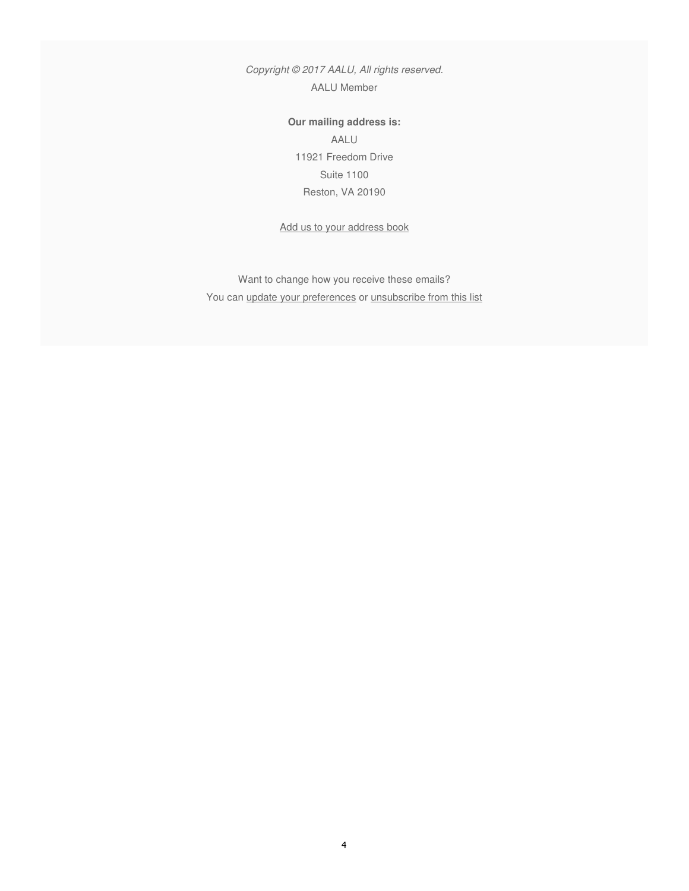*Copyright © 2017 AALU, All rights reserved.*

AALU Member

**Our mailing address is:**

AALU

11921 Freedom Drive

Suite 1100

Reston, VA 20190

Add us to your address book

Want to change how you receive these emails?

You can update your preferences or unsubscribe from this list